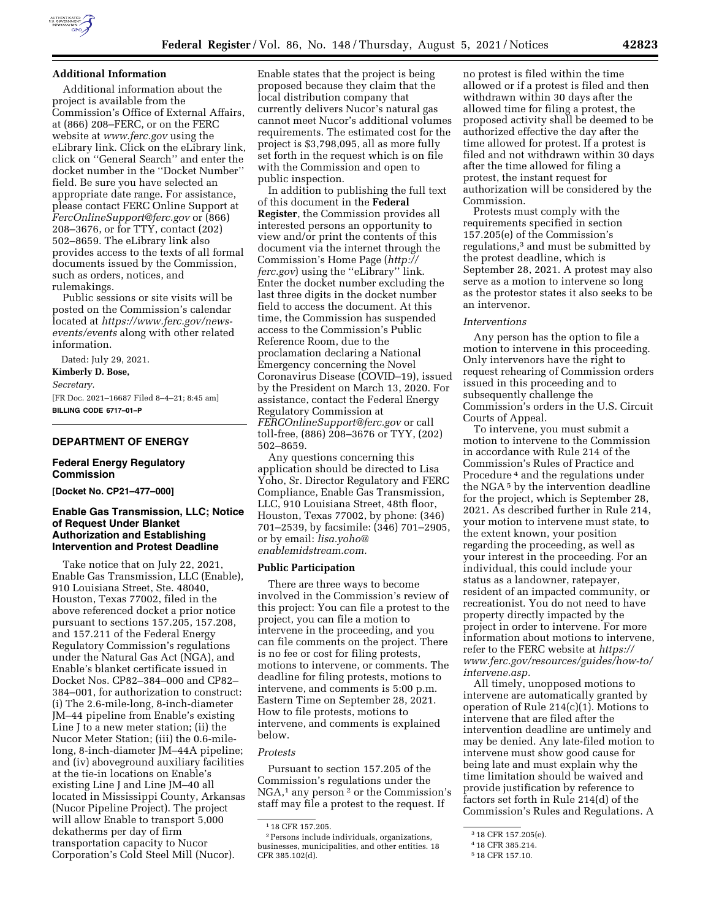**Additional Information**

Additional information about the project is available from the Commission's Office of External Affairs, at (866) 208–FERC, or on the FERC website at *www.ferc.gov* using the eLibrary link. Click on the eLibrary link, click on ''General Search'' and enter the docket number in the ''Docket Number'' field. Be sure you have selected an appropriate date range. For assistance, please contact FERC Online Support at *FercOnlineSupport@ferc.gov* or (866) 208–3676, or for TTY, contact (202) 502–8659. The eLibrary link also provides access to the texts of all formal documents issued by the Commission, such as orders, notices, and rulemakings.

Public sessions or site visits will be posted on the Commission's calendar located at *https://www.ferc.gov/news-events/events* along with other related information.

Dated: July 29, 2021.

**Kimberly D. Bose,**

*Secretary.*

[FR Doc. 2021–16687 Filed 8–4–21; 8:45 am]

**BILLING CODE 6717–01–P**

## DEPARTMENT OF ENERGY

### Federal Energy Regulatory Commission

**[Docket No. CP21–477–000]**

### Enable Gas Transmission, LLC; Notice of Request Under Blanket Authorization and Establishing Intervention and Protest Deadline

Take notice that on July 22, 2021, Enable Gas Transmission, LLC (Enable), 910 Louisiana Street, Ste. 48040, Houston, Texas 77002, filed in the above referenced docket a prior notice pursuant to sections 157.205, 157.208, and 157.211 of the Federal Energy Regulatory Commission's regulations under the Natural Gas Act (NGA), and Enable's blanket certificate issued in Docket Nos. CP82–384–000 and CP82–384–001, for authorization to construct: (i) The 2.6-mile-long, 8-inch-diameter JM–44 pipeline from Enable's existing Line J to a new meter station; (ii) the Nucor Meter Station; (iii) the 0.6-mile-long, 8-inch-diameter JM–44A pipeline; and (iv) aboveground auxiliary facilities at the tie-in locations on Enable's existing Line J and Line JM–40 all located in Mississippi County, Arkansas (Nucor Pipeline Project). The project will allow Enable to transport 5,000 dekatherms per day of firm transportation capacity to Nucor Corporation's Cold Steel Mill (Nucor). Enable states that the project is being proposed because they claim that the local distribution company that currently delivers Nucor's natural gas cannot meet Nucor's additional volumes requirements. The estimated cost for the project is $3,798,095, all as more fully set forth in the request which is on file with the Commission and open to public inspection.

In addition to publishing the full text of this document in the **Federal Register**, the Commission provides all interested persons an opportunity to view and/or print the contents of this document via the internet through the Commission's Home Page (*http://ferc.gov*) using the ''eLibrary'' link. Enter the docket number excluding the last three digits in the docket number field to access the document. At this time, the Commission has suspended access to the Commission's Public Reference Room, due to the proclamation declaring a National Emergency concerning the Novel Coronavirus Disease (COVID–19), issued by the President on March 13, 2020. For assistance, contact the Federal Energy Regulatory Commission at *FERCOnlineSupport@ferc.gov* or call toll-free, (886) 208–3676 or TYY, (202) 502–8659.

Any questions concerning this application should be directed to Lisa Yoho, Sr. Director Regulatory and FERC Compliance, Enable Gas Transmission, LLC, 910 Louisiana Street, 48th floor, Houston, Texas 77002, by phone: (346) 701–2539, by facsimile: (346) 701–2905, or by email: *lisa.yoho@enablemidstream.com.*

**Public Participation**

There are three ways to become involved in the Commission's review of this project: You can file a protest to the project, you can file a motion to intervene in the proceeding, and you can file comments on the project. There is no fee or cost for filing protests, motions to intervene, or comments. The deadline for filing protests, motions to intervene, and comments is 5:00 p.m. Eastern Time on September 28, 2021. How to file protests, motions to intervene, and comments is explained below.

*Protests*

Pursuant to section 157.205 of the Commission's regulations under the NGA,[1] any person [2] or the Commission's staff may file a protest to the request. If no protest is filed within the time allowed or if a protest is filed and then withdrawn within 30 days after the allowed time for filing a protest, the proposed activity shall be deemed to be authorized effective the day after the time allowed for protest. If a protest is filed and not withdrawn within 30 days after the time allowed for filing a protest, the instant request for authorization will be considered by the Commission.

Protests must comply with the requirements specified in section 157.205(e) of the Commission's regulations,[3] and must be submitted by the protest deadline, which is September 28, 2021. A protest may also serve as a motion to intervene so long as the protestor states it also seeks to be an intervenor.

*Interventions*

Any person has the option to file a motion to intervene in this proceeding. Only intervenors have the right to request rehearing of Commission orders issued in this proceeding and to subsequently challenge the Commission's orders in the U.S. Circuit Courts of Appeal.

To intervene, you must submit a motion to intervene to the Commission in accordance with Rule 214 of the Commission's Rules of Practice and Procedure [4] and the regulations under the NGA [5] by the intervention deadline for the project, which is September 28, 2021. As described further in Rule 214, your motion to intervene must state, to the extent known, your position regarding the proceeding, as well as your interest in the proceeding. For an individual, this could include your status as a landowner, ratepayer, resident of an impacted community, or recreationist. You do not need to have property directly impacted by the project in order to intervene. For more information about motions to intervene, refer to the FERC website at *https://www.ferc.gov/resources/guides/how-to/intervene.asp.*

All timely, unopposed motions to intervene are automatically granted by operation of Rule 214(c)(1). Motions to intervene that are filed after the intervention deadline are untimely and may be denied. Any late-filed motion to intervene must show good cause for being late and must explain why the time limitation should be waived and provide justification by reference to factors set forth in Rule 214(d) of the Commission's Rules and Regulations. A

[1] 18 CFR 157.205.

[2] Persons include individuals, organizations, businesses, municipalities, and other entities. 18 CFR 385.102(d).

[3] 18 CFR 157.205(e).

[4] 18 CFR 385.214.

[5] 18 CFR 157.10.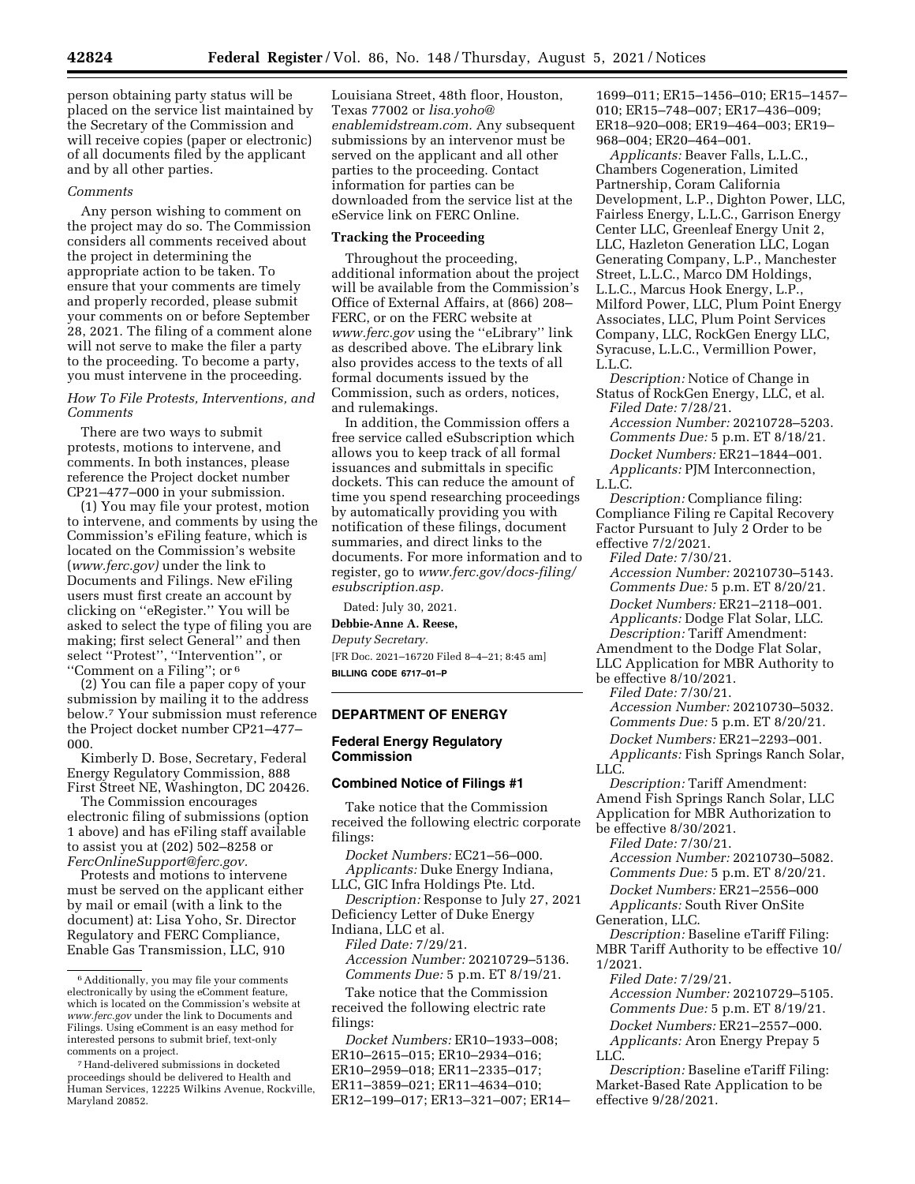person obtaining party status will be placed on the service list maintained by the Secretary of the Commission and will receive copies (paper or electronic) of all documents filed by the applicant and by all other parties.

*Comments*

Any person wishing to comment on the project may do so. The Commission considers all comments received about the project in determining the appropriate action to be taken. To ensure that your comments are timely and properly recorded, please submit your comments on or before September 28, 2021. The filing of a comment alone will not serve to make the filer a party to the proceeding. To become a party, you must intervene in the proceeding.

*How To File Protests, Interventions, and Comments*

There are two ways to submit protests, motions to intervene, and comments. In both instances, please reference the Project docket number CP21–477–000 in your submission.

(1) You may file your protest, motion to intervene, and comments by using the Commission's eFiling feature, which is located on the Commission's website (*www.ferc.gov)* under the link to Documents and Filings. New eFiling users must first create an account by clicking on ''eRegister.'' You will be asked to select the type of filing you are making; first select General'' and then select ''Protest'', ''Intervention'', or ''Comment on a Filing''; or [6]

(2) You can file a paper copy of your submission by mailing it to the address below.[7] Your submission must reference the Project docket number CP21–477–000.

Kimberly D. Bose, Secretary, Federal Energy Regulatory Commission, 888 First Street NE, Washington, DC 20426.

The Commission encourages electronic filing of submissions (option 1 above) and has eFiling staff available to assist you at (202) 502–8258 or *FercOnlineSupport@ferc.gov.*

Protests and motions to intervene must be served on the applicant either by mail or email (with a link to the document) at: Lisa Yoho, Sr. Director Regulatory and FERC Compliance, Enable Gas Transmission, LLC, 910 Louisiana Street, 48th floor, Houston, Texas 77002 or *lisa.yoho@enablemidstream.com.* Any subsequent submissions by an intervenor must be served on the applicant and all other parties to the proceeding. Contact information for parties can be downloaded from the service list at the eService link on FERC Online.

**Tracking the Proceeding**

Throughout the proceeding, additional information about the project will be available from the Commission's Office of External Affairs, at (866) 208–FERC, or on the FERC website at *www.ferc.gov* using the ''eLibrary'' link as described above. The eLibrary link also provides access to the texts of all formal documents issued by the Commission, such as orders, notices, and rulemakings.

In addition, the Commission offers a free service called eSubscription which allows you to keep track of all formal issuances and submittals in specific dockets. This can reduce the amount of time you spend researching proceedings by automatically providing you with notification of these filings, document summaries, and direct links to the documents. For more information and to register, go to *www.ferc.gov/docs-filing/esubscription.asp.*

Dated: July 30, 2021.

**Debbie-Anne A. Reese,**

*Deputy Secretary.*

[FR Doc. 2021–16720 Filed 8–4–21; 8:45 am]

**BILLING CODE 6717–01–P**

[6] Additionally, you may file your comments electronically by using the eComment feature, which is located on the Commission's website at *www.ferc.gov* under the link to Documents and Filings. Using eComment is an easy method for interested persons to submit brief, text-only comments on a project.

[7] Hand-delivered submissions in docketed proceedings should be delivered to Health and Human Services, 12225 Wilkins Avenue, Rockville, Maryland 20852.

## DEPARTMENT OF ENERGY

### Federal Energy Regulatory Commission

### Combined Notice of Filings #1

Take notice that the Commission received the following electric corporate filings:

*Docket Numbers:* EC21–56–000.
*Applicants:* Duke Energy Indiana, LLC, GIC Infra Holdings Pte. Ltd.
*Description:* Response to July 27, 2021 Deficiency Letter of Duke Energy Indiana, LLC et al.
*Filed Date:* 7/29/21.
*Accession Number:* 20210729–5136.
*Comments Due:* 5 p.m. ET 8/19/21.

Take notice that the Commission received the following electric rate filings:

*Docket Numbers:* ER10–1933–008; ER10–2615–015; ER10–2934–016; ER10–2959–018; ER11–2335–017; ER11–3859–021; ER11–4634–010; ER12–199–017; ER13–321–007; ER14–1699–011; ER15–1456–010; ER15–1457–010; ER15–748–007; ER17–436–009; ER18–920–008; ER19–464–003; ER19–968–004; ER20–464–001.
*Applicants:* Beaver Falls, L.L.C., Chambers Cogeneration, Limited Partnership, Coram California Development, L.P., Dighton Power, LLC, Fairless Energy, L.L.C., Garrison Energy Center LLC, Greenleaf Energy Unit 2, LLC, Hazleton Generation LLC, Logan Generating Company, L.P., Manchester Street, L.L.C., Marco DM Holdings, L.L.C., Marcus Hook Energy, L.P., Milford Power, LLC, Plum Point Energy Associates, LLC, Plum Point Services Company, LLC, RockGen Energy LLC, Syracuse, L.L.C., Vermillion Power, L.L.C.
*Description:* Notice of Change in Status of RockGen Energy, LLC, et al.
*Filed Date:* 7/28/21.
*Accession Number:* 20210728–5203.
*Comments Due:* 5 p.m. ET 8/18/21.

*Docket Numbers:* ER21–1844–001.
*Applicants:* PJM Interconnection, L.L.C.
*Description:* Compliance filing: Compliance Filing re Capital Recovery Factor Pursuant to July 2 Order to be effective 7/2/2021.
*Filed Date:* 7/30/21.
*Accession Number:* 20210730–5143.
*Comments Due:* 5 p.m. ET 8/20/21.

*Docket Numbers:* ER21–2118–001.
*Applicants:* Dodge Flat Solar, LLC.
*Description:* Tariff Amendment: Amendment to the Dodge Flat Solar, LLC Application for MBR Authority to be effective 8/10/2021.
*Filed Date:* 7/30/21.
*Accession Number:* 20210730–5032.
*Comments Due:* 5 p.m. ET 8/20/21.

*Docket Numbers:* ER21–2293–001.
*Applicants:* Fish Springs Ranch Solar, LLC.
*Description:* Tariff Amendment: Amend Fish Springs Ranch Solar, LLC Application for MBR Authorization to be effective 8/30/2021.
*Filed Date:* 7/30/21.
*Accession Number:* 20210730–5082.
*Comments Due:* 5 p.m. ET 8/20/21.

*Docket Numbers:* ER21–2556–000
*Applicants:* South River OnSite Generation, LLC.
*Description:* Baseline eTariff Filing: MBR Tariff Authority to be effective 10/1/2021.
*Filed Date:* 7/29/21.
*Accession Number:* 20210729–5105.
*Comments Due:* 5 p.m. ET 8/19/21.

*Docket Numbers:* ER21–2557–000.
*Applicants:* Aron Energy Prepay 5 LLC.
*Description:* Baseline eTariff Filing: Market-Based Rate Application to be effective 9/28/2021.